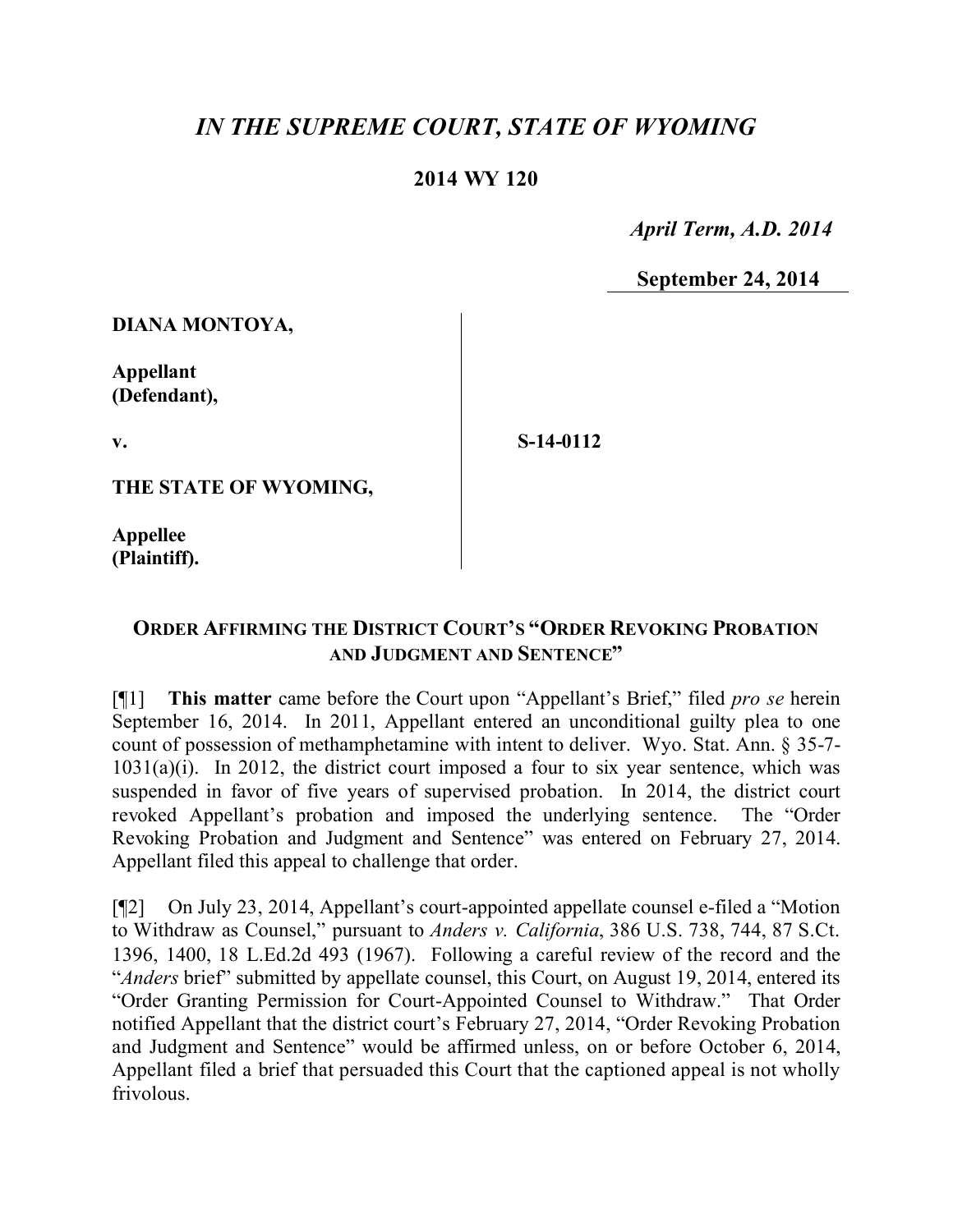# *IN THE SUPREME COURT, STATE OF WYOMING*

**2014 WY 120**

*April Term, A.D. 2014*

**September 24, 2014**

**DIANA MONTOYA,**

**Appellant (Defendant),**

**v.**

**S-14-0112**

**THE STATE OF WYOMING,**

**Appellee (Plaintiff).**

## ORDER AFFIRMING THE DISTRICT COURT'S "ORDER REVOKING PROBATION AND JUDGMENT AND SENTENCE"

[¶1] **This matter** came before the Court upon "Appellant's Brief," filed *pro se* herein September 16, 2014. In 2011, Appellant entered an unconditional guilty plea to one count of possession of methamphetamine with intent to deliver. Wyo. Stat. Ann. § 35-7-1031(a)(i). In 2012, the district court imposed a four to six year sentence, which was suspended in favor of five years of supervised probation. In 2014, the district court revoked Appellant's probation and imposed the underlying sentence. The "Order Revoking Probation and Judgment and Sentence" was entered on February 27, 2014. Appellant filed this appeal to challenge that order.

[¶2] On July 23, 2014, Appellant's court-appointed appellate counsel e-filed a "Motion to Withdraw as Counsel," pursuant to *Anders v. California*, 386 U.S. 738, 744, 87 S.Ct. 1396, 1400, 18 L.Ed.2d 493 (1967). Following a careful review of the record and the "*Anders* brief" submitted by appellate counsel, this Court, on August 19, 2014, entered its "Order Granting Permission for Court-Appointed Counsel to Withdraw." That Order notified Appellant that the district court's February 27, 2014, "Order Revoking Probation and Judgment and Sentence" would be affirmed unless, on or before October 6, 2014, Appellant filed a brief that persuaded this Court that the captioned appeal is not wholly frivolous.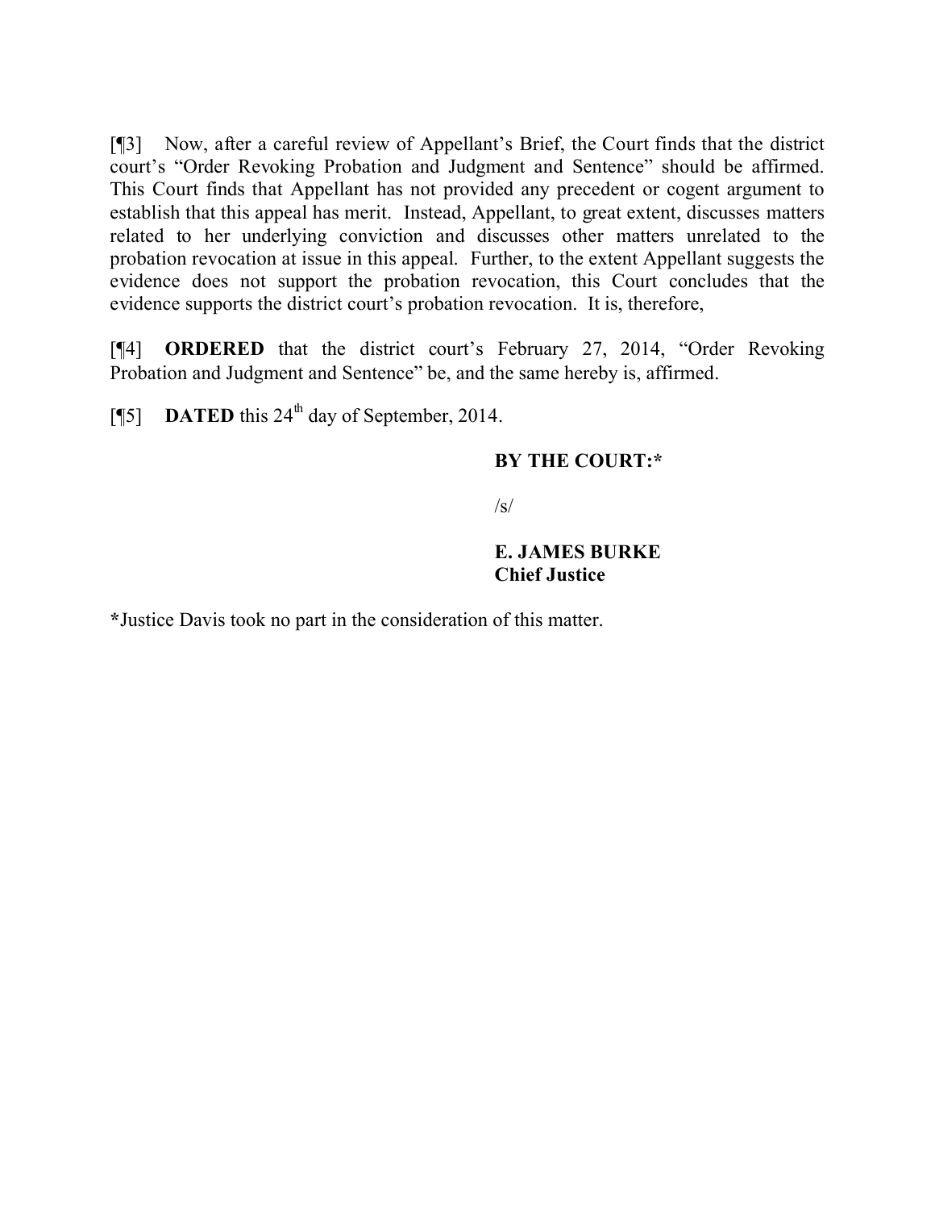[¶3] Now, after a careful review of Appellant's Brief, the Court finds that the district court's "Order Revoking Probation and Judgment and Sentence" should be affirmed. This Court finds that Appellant has not provided any precedent or cogent argument to establish that this appeal has merit. Instead, Appellant, to great extent, discusses matters related to her underlying conviction and discusses other matters unrelated to the probation revocation at issue in this appeal. Further, to the extent Appellant suggests the evidence does not support the probation revocation, this Court concludes that the evidence supports the district court's probation revocation. It is, therefore,

[¶4] **ORDERED** that the district court's February 27, 2014, "Order Revoking Probation and Judgment and Sentence" be, and the same hereby is, affirmed.

[¶5] **DATED** this 24th day of September, 2014.

**BY THE COURT:***

/s/

**E. JAMES BURKE**
**Chief Justice**

***Justice Davis took no part in the consideration of this matter.